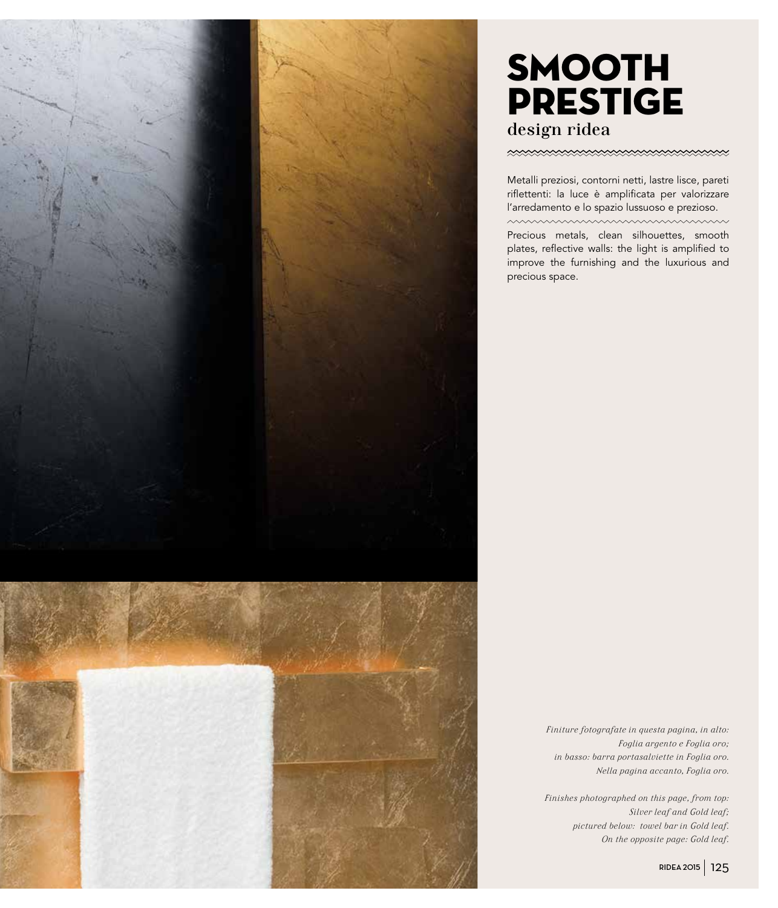# SMOOTH PRESTIGE

## design ridea

Metalli preziosi, contorni netti, lastre lisce, pareti riflettenti: la luce è amplificata per valorizzare l'arredamento e lo spazio lussuoso e prezioso.

Precious metals, clean silhouettes, smooth plates, reflective walls: the light is amplified to improve the furnishing and the luxurious and precious space.

*Finiture fotografate in questa pagina, in alto: Foglia argento e Foglia oro; in basso: barra portasalviette in Foglia oro. Nella pagina accanto, Foglia oro.*

*Finishes photographed on this page, from top: Silver leaf and Gold leaf; pictured below: towel bar in Gold leaf. On the opposite page: Gold leaf.*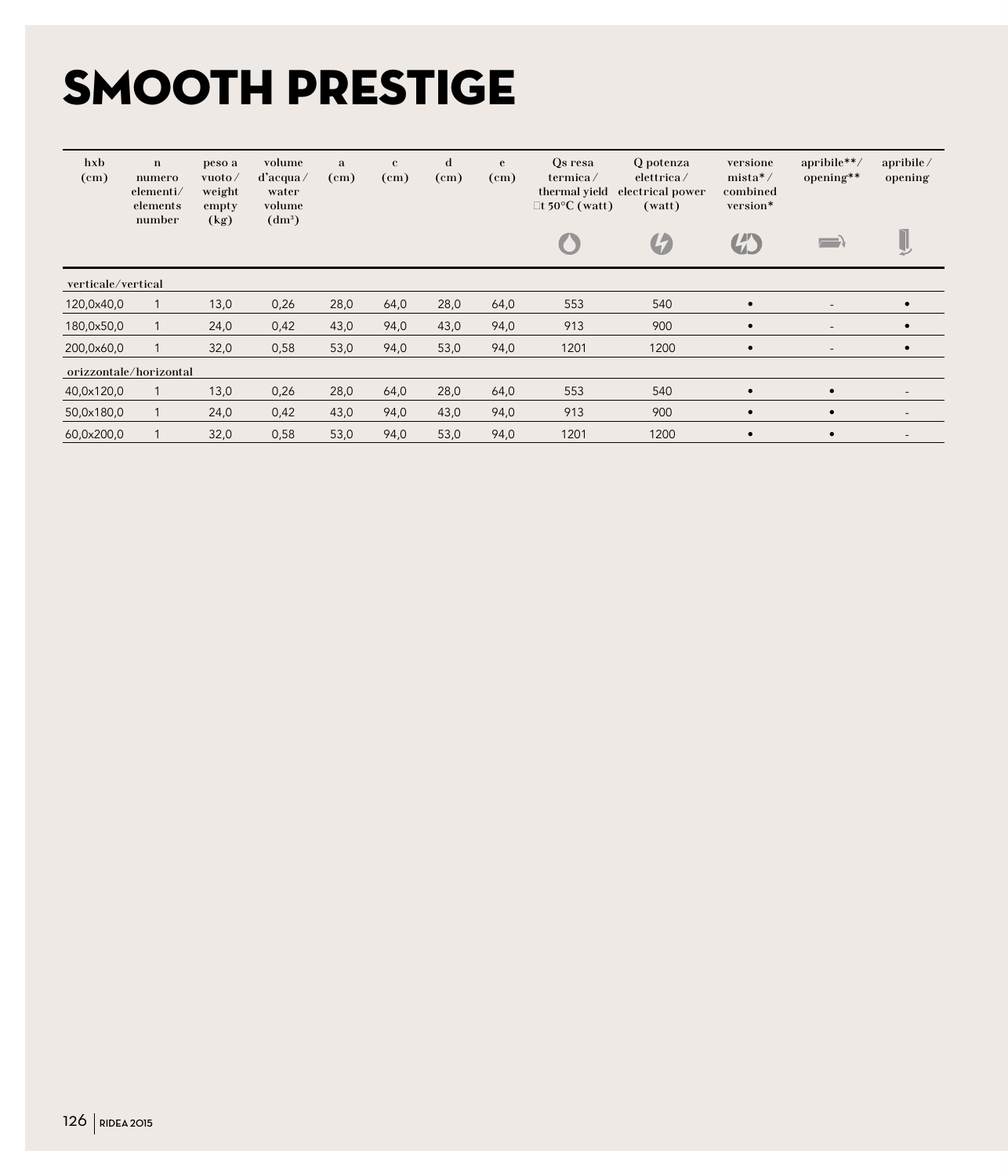# SMOOTH PRESTIGE

| hxb (cm) | n numero elementi/ elements number | peso a vuoto / weight empty (kg) | volume d'acqua / water volume (dm³) | a (cm) | c (cm) | d (cm) | e (cm) | Qs resa termica / thermal yield Δt 50°C (watt) | Q potenza elettrica / electrical power (watt) | versione mista* / combined version* | apribile**/ opening** | apribile / opening |
|---|---|---|---|---|---|---|---|---|---|---|---|---|
| verticale/vertical | | | | | | | | | | | | |
| 120,0x40,0 | 1 | 13,0 | 0,26 | 28,0 | 64,0 | 28,0 | 64,0 | 553 | 540 | • | - | • |
| 180,0x50,0 | 1 | 24,0 | 0,42 | 43,0 | 94,0 | 43,0 | 94,0 | 913 | 900 | • | - | • |
| 200,0x60,0 | 1 | 32,0 | 0,58 | 53,0 | 94,0 | 53,0 | 94,0 | 1201 | 1200 | • | - | • |
| orizzontale/horizontal | | | | | | | | | | | | |
| 40,0x120,0 | 1 | 13,0 | 0,26 | 28,0 | 64,0 | 28,0 | 64,0 | 553 | 540 | • | • | - |
| 50,0x180,0 | 1 | 24,0 | 0,42 | 43,0 | 94,0 | 43,0 | 94,0 | 913 | 900 | • | • | - |
| 60,0x200,0 | 1 | 32,0 | 0,58 | 53,0 | 94,0 | 53,0 | 94,0 | 1201 | 1200 | • | • | - |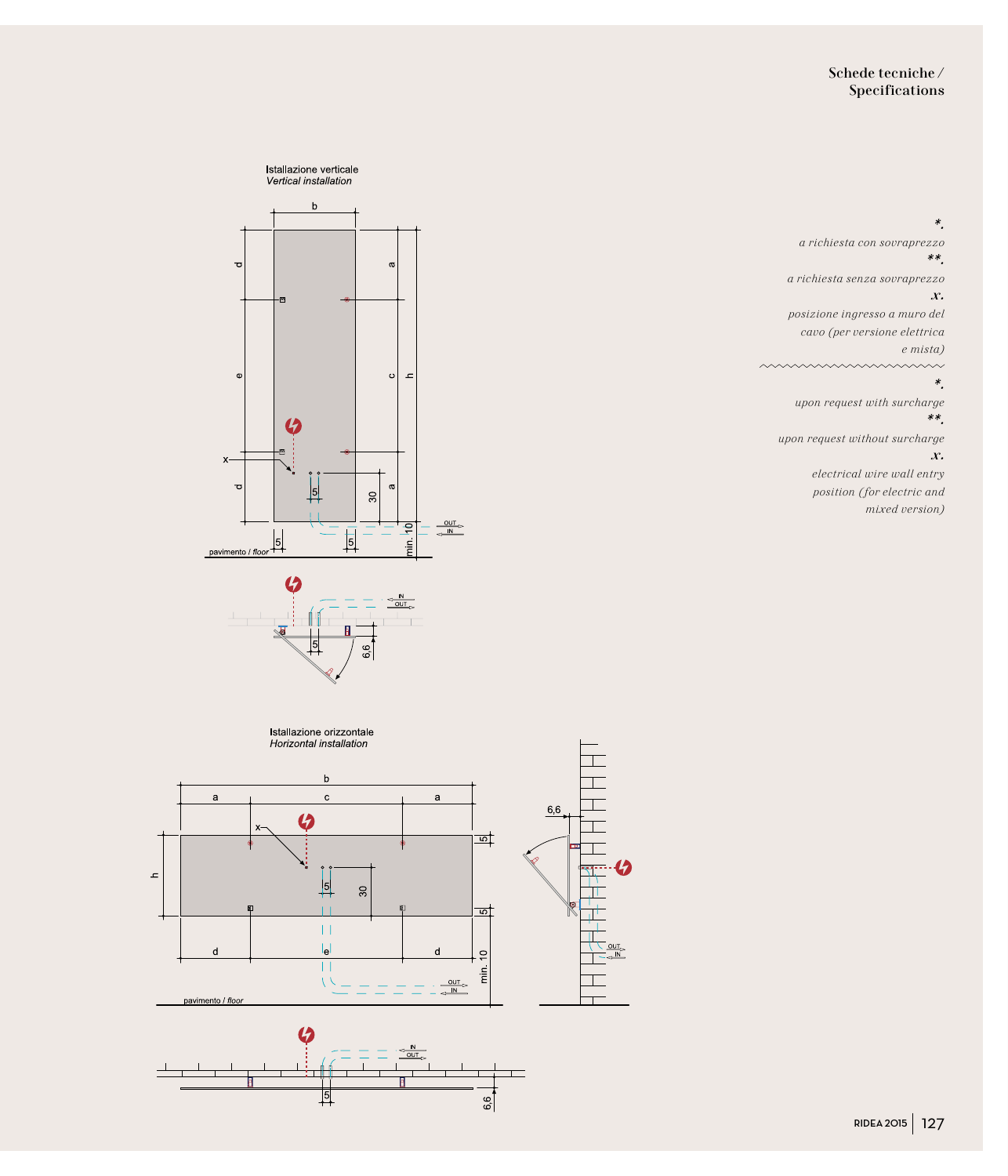# Schede tecniche / Specifications

Istallazione verticale
*Vertical installation*

b
d
e
d
a
c
a
h
x
5
30
OUT
IN
5
5
min. 10
pavimento / *floor*

IN
OUT
5
6,6

Istallazione orizzontale
*Horizontal installation*

b
a
c
a
x
h
5
30
5
5
d
e
d
OUT
IN
min. 10
pavimento / *floor*

6,6
OUT
IN

IN
OUT
5
6,6

***.**
*a richiesta con sovraprezzo*
****.**
*a richiesta senza sovraprezzo*
***x.***
*posizione ingresso a muro del cavo (per versione elettrica e mista)*

***.**
*upon request with surcharge*
****.**
*upon request without surcharge*
***x.***
*electrical wire wall entry position (for electric and mixed version)*